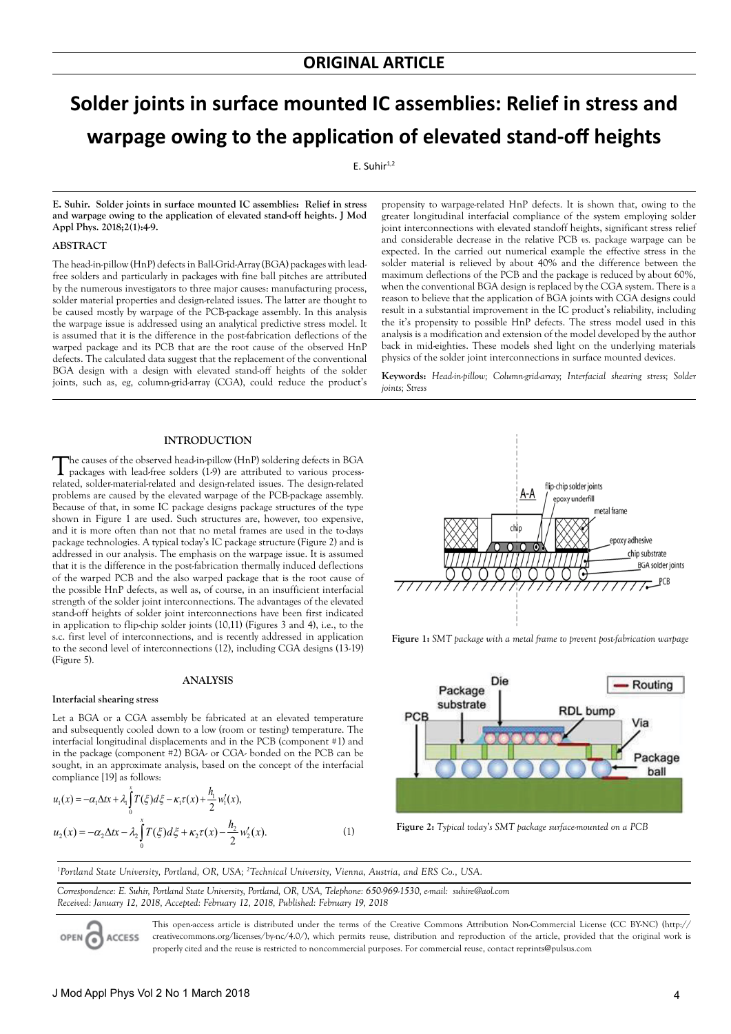## ORIGINAL ARTICLE

# Solder joints in surface mounted IC assemblies: Relief in stress and warpage owing to the application of elevated stand-off heights

E. Suhir[1,2]

**E. Suhir. Solder joints in surface mounted IC assemblies: Relief in stress and warpage owing to the application of elevated stand-off heights. J Mod Appl Phys. 2018;2(1):4-9.**

### ABSTRACT

The head-in-pillow (HnP) defects in Ball-Grid-Array (BGA) packages with lead-free solders and particularly in packages with fine ball pitches are attributed by the numerous investigators to three major causes: manufacturing process, solder material properties and design-related issues. The latter are thought to be caused mostly by warpage of the PCB-package assembly. In this analysis the warpage issue is addressed using an analytical predictive stress model. It is assumed that it is the difference in the post-fabrication deflections of the warped package and its PCB that are the root cause of the observed HnP defects. The calculated data suggest that the replacement of the conventional BGA design with a design with elevated stand-off heights of the solder joints, such as, eg, column-grid-array (CGA), could reduce the product's propensity to warpage-related HnP defects. It is shown that, owing to the greater longitudinal interfacial compliance of the system employing solder joint interconnections with elevated standoff heights, significant stress relief and considerable decrease in the relative PCB *vs.* package warpage can be expected. In the carried out numerical example the effective stress in the solder material is relieved by about 40% and the difference between the maximum deflections of the PCB and the package is reduced by about 60%, when the conventional BGA design is replaced by the CGA system. There is a reason to believe that the application of BGA joints with CGA designs could result in a substantial improvement in the IC product's reliability, including the it's propensity to possible HnP defects. The stress model used in this analysis is a modification and extension of the model developed by the author back in mid-eighties. These models shed light on the underlying materials physics of the solder joint interconnections in surface mounted devices.

**Keywords:** *Head-in-pillow; Column-grid-array; Interfacial shearing stress; Solder joints; Stress*

### INTRODUCTION

The causes of the observed head-in-pillow (HnP) soldering defects in BGA packages with lead-free solders (1-9) are attributed to various process-related, solder-material-related and design-related issues. The design-related problems are caused by the elevated warpage of the PCB-package assembly. Because of that, in some IC package designs package structures of the type shown in Figure 1 are used. Such structures are, however, too expensive, and it is more often than not that no metal frames are used in the to-days package technologies. A typical today's IC package structure (Figure 2) and is addressed in our analysis. The emphasis on the warpage issue. It is assumed that it is the difference in the post-fabrication thermally induced deflections of the warped PCB and the also warped package that is the root cause of the possible HnP defects, as well as, of course, in an insufficient interfacial strength of the solder joint interconnections. The advantages of the elevated stand-off heights of solder joint interconnections have been first indicated in application to flip-chip solder joints (10,11) (Figures 3 and 4), i.e., to the s.c. first level of interconnections, and is recently addressed in application to the second level of interconnections (12), including CGA designs (13-19) (Figure 5).

Figure 1: *SMT package with a metal frame to prevent post-fabrication warpage*

Figure 2: *Typical today's SMT package surface-mounted on a PCB*

### ANALYSIS

#### Interfacial shearing stress

Let a BGA or a CGA assembly be fabricated at an elevated temperature and subsequently cooled down to a low (room or testing) temperature. The interfacial longitudinal displacements and in the PCB (component #1) and in the package (component #2) BGA- or CGA- bonded on the PCB can be sought, in an approximate analysis, based on the concept of the interfacial compliance [19] as follows:

$$u_1(x) = -\alpha_1 \Delta t x + \lambda_1 \int_0^x T(\xi) d\xi - \kappa_1 \tau(x) + \frac{h_1}{2} w_1'(x),$$

$$u_2(x) = -\alpha_2 \Delta t x - \lambda_2 \int_0^x T(\xi) d\xi + \kappa_2 \tau(x) - \frac{h_2}{2} w_2'(x). \qquad (1)$$

[1]*Portland State University, Portland, OR, USA;* [2]*Technical University, Vienna, Austria, and ERS Co., USA.*

*Correspondence: E. Suhir, Portland State University, Portland, OR, USA, Telephone: 650-969-1530, e-mail: suhire@aol.com*
*Received: January 12, 2018, Accepted: February 12, 2018, Published: February 19, 2018*

This open-access article is distributed under the terms of the Creative Commons Attribution Non-Commercial License (CC BY-NC) (http://creativecommons.org/licenses/by-nc/4.0/), which permits reuse, distribution and reproduction of the article, provided that the original work is properly cited and the reuse is restricted to noncommercial purposes. For commercial reuse, contact reprints@pulsus.com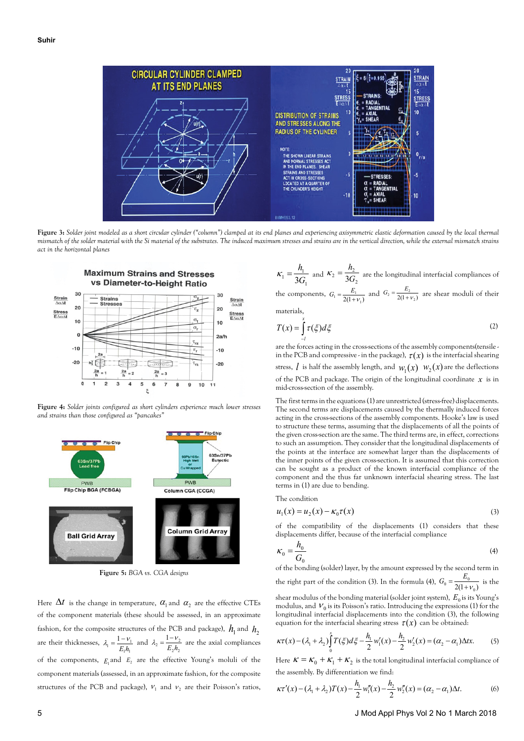Figure 3: *Solder joint modeled as a short circular cylinder ("column") clamped at its end planes and experiencing axisymmetric elastic deformation caused by the local thermal mismatch of the solder material with the Si material of the substrates. The induced maximum stresses and strains are in the vertical direction, while the external mismatch strains act in the horizontal planes*

Figure 4: *Solder joints configured as short cylinders experience much lower stresses and strains than those configured as "pancakes"*

Figure 5: *BGA vs. CGA designs*

Here $\Delta t$ is the change in temperature, $\alpha_1$ and $\alpha_2$ are the effective CTEs of the component materials (these should be assessed, in an approximate fashion, for the composite structures of the PCB and package), $h_1$ and $h_2$ are their thicknesses, $\lambda_1 = \frac{1-\nu_1}{E_1 h_1}$ and $\lambda_2 = \frac{1-\nu_2}{E_2 h_2}$ are the axial compliances of the components, $E_1$ and $E_2$ are the effective Young's moduli of the component materials (assessed, in an approximate fashion, for the composite structures of the PCB and package), $\nu_1$ and $\nu_2$ are their Poisson's ratios, $\kappa_1 = \frac{h_1}{3G_1}$ and $\kappa_2 = \frac{h_2}{3G_2}$ are the longitudinal interfacial compliances of the components, $G_1 = \frac{E_1}{2(1+\nu_1)}$ and $G_2 = \frac{E_2}{2(1+\nu_2)}$ are shear moduli of their materials,

$$T(x) = \int_{-l}^{x} \tau(\xi)d\xi \tag{2}$$

are the forces acting in the cross-sections of the assembly components(tensile - in the PCB and compressive - in the package), $\tau(x)$ is the interfacial shearing stress, $l$ is half the assembly length, and $w_1(x)$ $w_2(x)$ are the deflections of the PCB and package. The origin of the longitudinal coordinate $x$ is in mid-cross-section of the assembly.

The first terms in the equations (1) are unrestricted (stress-free) displacements. The second terms are displacements caused by the thermally induced forces acting in the cross-sections of the assembly components. Hooke's law is used to structure these terms, assuming that the displacements of all the points of the given cross-section are the same. The third terms are, in effect, corrections to such an assumption. They consider that the longitudinal displacements of the points at the interface are somewhat larger than the displacements of the inner points of the given cross-section. It is assumed that this correction can be sought as a product of the known interfacial compliance of the component and the thus far unknown interfacial shearing stress. The last terms in (1) are due to bending.

The condition

$$u_1(x) = u_2(x) - \kappa_0 \tau(x) \tag{3}$$

of the compatibility of the displacements (1) considers that these displacements differ, because of the interfacial compliance

$$\kappa_0 = \frac{h_0}{G_0} \tag{4}$$

of the bonding (solder) layer, by the amount expressed by the second term in the right part of the condition (3). In the formula (4), $G_0 = \frac{E_0}{2(1+\nu_0)}$ is the shear modulus of the bonding material (solder joint system), $E_0$ is its Young's modulus, and $\nu_0$ is its Poisson's ratio. Introducing the expressions (1) for the longitudinal interfacial displacements into the condition (3), the following equation for the interfacial shearing stress $\tau(x)$ can be obtained:

$$\kappa\tau(x) - (\lambda_1+\lambda_2)\int_0^x T(\xi)d\xi - \frac{h_1}{2}w_1'(x) - \frac{h_2}{2}w_2'(x) = (\alpha_2-\alpha_1)\Delta t x. \tag{5}$$

Here $\kappa = \kappa_0 + \kappa_1 + \kappa_2$ is the total longitudinal interfacial compliance of the assembly. By differentiation we find:

$$\kappa\tau'(x) - (\lambda_1+\lambda_2)T(x) - \frac{h_1}{2}w_1''(x) - \frac{h_2}{2}w_2''(x) = (\alpha_2-\alpha_1)\Delta t. \tag{6}$$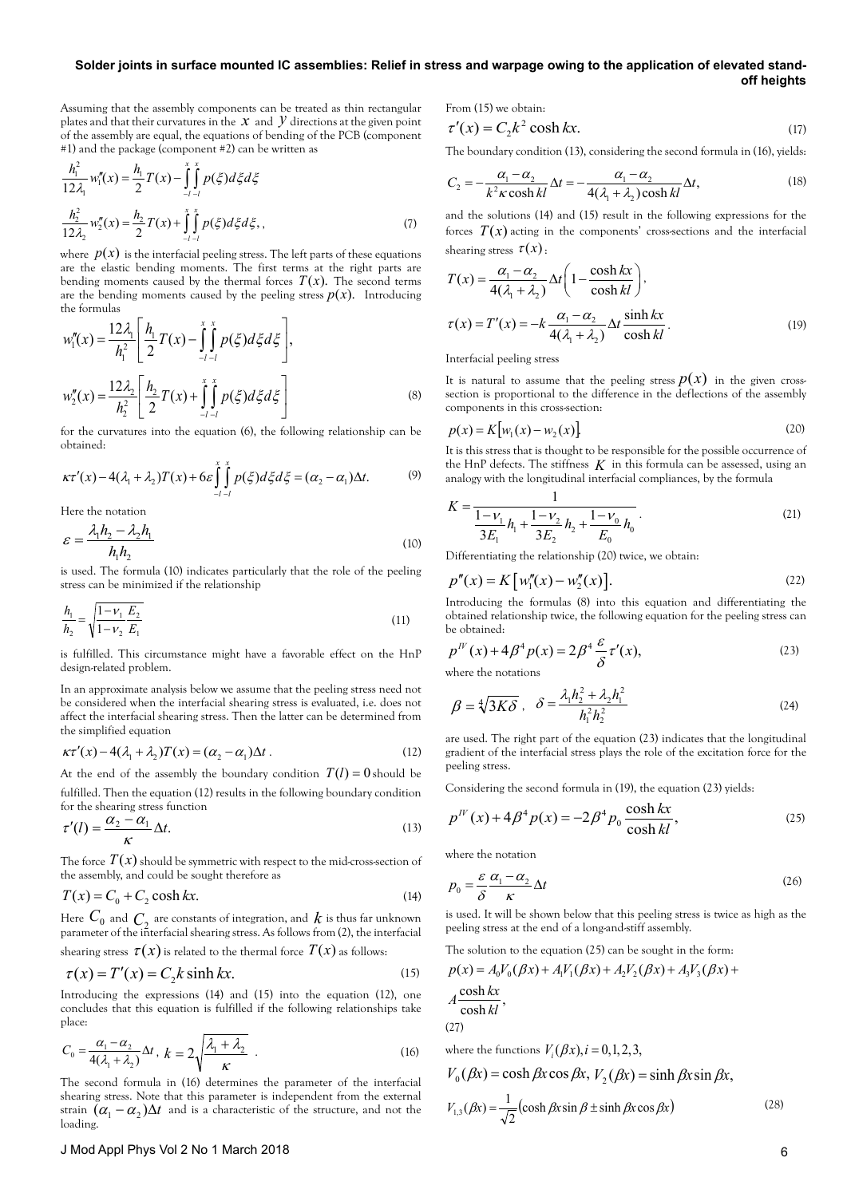Assuming that the assembly components can be treated as thin rectangular plates and that their curvatures in the $x$ and $y$ directions at the given point of the assembly are equal, the equations of bending of the PCB (component #1) and the package (component #2) can be written as

$$\frac{h_1^2}{12\lambda_1} w_1''(x) = \frac{h_1}{2} T(x) - \int_{-l}^{x}\int_{-l}^{x} p(\xi) d\xi d\xi$$

$$\frac{h_2^2}{12\lambda_2} w_2''(x) = \frac{h_2}{2} T(x) + \int_{-l}^{x}\int_{-l}^{x} p(\xi) d\xi d\xi, , \tag{7}$$

where $p(x)$ is the interfacial peeling stress. The left parts of these equations are the elastic bending moments. The first terms at the right parts are bending moments caused by the thermal forces $T(x)$. The second terms are the bending moments caused by the peeling stress $p(x)$. Introducing the formulas

$$w_1''(x) = \frac{12\lambda_1}{h_1^2}\left[\frac{h_1}{2} T(x) - \int_{-l}^{x}\int_{-l}^{x} p(\xi) d\xi d\xi\right],$$

$$w_2''(x) = \frac{12\lambda_2}{h_2^2}\left[\frac{h_2}{2} T(x) + \int_{-l}^{x}\int_{-l}^{x} p(\xi) d\xi d\xi\right] \tag{8}$$

for the curvatures into the equation (6), the following relationship can be obtained:

$$\kappa\tau'(x) - 4(\lambda_1+\lambda_2)T(x) + 6\varepsilon\int_{-l}^{x}\int_{-l}^{x} p(\xi) d\xi d\xi = (\alpha_2 - \alpha_1)\Delta t. \tag{9}$$

Here the notation

$$\varepsilon = \frac{\lambda_1 h_2 - \lambda_2 h_1}{h_1 h_2} \tag{10}$$

is used. The formula (10) indicates particularly that the role of the peeling stress can be minimized if the relationship

$$\frac{h_1}{h_2} = \sqrt{\frac{1-\nu_1}{1-\nu_2}\frac{E_2}{E_1}} \tag{11}$$

is fulfilled. This circumstance might have a favorable effect on the HnP design-related problem.

In an approximate analysis below we assume that the peeling stress need not be considered when the interfacial shearing stress is evaluated, i.e. does not affect the interfacial shearing stress. Then the latter can be determined from the simplified equation

$$\kappa\tau'(x) - 4(\lambda_1+\lambda_2)T(x) = (\alpha_2 - \alpha_1)\Delta t. \tag{12}$$

At the end of the assembly the boundary condition $T(l) = 0$ should be fulfilled. Then the equation (12) results in the following boundary condition for the shearing stress function

$$\tau'(l) = \frac{\alpha_2 - \alpha_1}{\kappa}\Delta t. \tag{13}$$

The force $T(x)$ should be symmetric with respect to the mid-cross-section of the assembly, and could be sought therefore as

$$T(x) = C_0 + C_2\cosh kx. \tag{14}$$

Here $C_0$ and $C_2$ are constants of integration, and $k$ is thus far unknown parameter of the interfacial shearing stress. As follows from (2), the interfacial shearing stress $\tau(x)$ is related to the thermal force $T(x)$ as follows:

$$\tau(x) = T'(x) = C_2 k\sinh kx. \tag{15}$$

Introducing the expressions (14) and (15) into the equation (12), one concludes that this equation is fulfilled if the following relationships take place:

$$C_0 = \frac{\alpha_1 - \alpha_2}{4(\lambda_1+\lambda_2)}\Delta t, \quad k = 2\sqrt{\frac{\lambda_1+\lambda_2}{\kappa}}\ . \tag{16}$$

The second formula in (16) determines the parameter of the interfacial shearing stress. Note that this parameter is independent from the external strain $(\alpha_1 - \alpha_2)\Delta t$ and is a characteristic of the structure, and not the loading.

From (15) we obtain:

$$\tau'(x) = C_2 k^2\cosh kx. \tag{17}$$

The boundary condition (13), considering the second formula in (16), yields:

$$C_2 = -\frac{\alpha_1 - \alpha_2}{k^2\kappa\cosh kl}\Delta t = -\frac{\alpha_1 - \alpha_2}{4(\lambda_1+\lambda_2)\cosh kl}\Delta t, \tag{18}$$

and the solutions (14) and (15) result in the following expressions for the forces $T(x)$ acting in the components' cross-sections and the interfacial shearing stress $\tau(x)$:

$$T(x) = \frac{\alpha_1 - \alpha_2}{4(\lambda_1+\lambda_2)}\Delta t\left(1 - \frac{\cosh kx}{\cosh kl}\right),$$

$$\tau(x) = T'(x) = -k\frac{\alpha_1 - \alpha_2}{4(\lambda_1+\lambda_2)}\Delta t\frac{\sinh kx}{\cosh kl}. \tag{19}$$

Interfacial peeling stress

It is natural to assume that the peeling stress $p(x)$ in the given cross-section is proportional to the difference in the deflections of the assembly components in this cross-section:

$$p(x) = K\left[w_1(x) - w_2(x)\right]. \tag{20}$$

It is this stress that is thought to be responsible for the possible occurrence of the HnP defects. The stiffness $K$ in this formula can be assessed, using an analogy with the longitudinal interfacial compliances, by the formula

$$K = \frac{1}{\frac{1-\nu_1}{3E_1}h_1 + \frac{1-\nu_2}{3E_2}h_2 + \frac{1-\nu_0}{E_0}h_0}. \tag{21}$$

Differentiating the relationship (20) twice, we obtain:

$$p''(x) = K\left[w_1''(x) - w_2''(x)\right]. \tag{22}$$

Introducing the formulas (8) into this equation and differentiating the obtained relationship twice, the following equation for the peeling stress can be obtained:

$$p^{IV}(x) + 4\beta^4 p(x) = 2\beta^4\frac{\varepsilon}{\delta}\tau'(x), \tag{23}$$

where the notations

$$\beta = \sqrt[4]{3K\delta}, \quad \delta = \frac{\lambda_1 h_2^2 + \lambda_2 h_1^2}{h_1^2 h_2^2} \tag{24}$$

are used. The right part of the equation (23) indicates that the longitudinal gradient of the interfacial stress plays the role of the excitation force for the peeling stress.

Considering the second formula in (19), the equation (23) yields:

$$p^{IV}(x) + 4\beta^4 p(x) = -2\beta^4 p_0\frac{\cosh kx}{\cosh kl}, \tag{25}$$

where the notation

$$p_0 = \frac{\varepsilon}{\delta}\frac{\alpha_1 - \alpha_2}{\kappa}\Delta t \tag{26}$$

is used. It will be shown below that this peeling stress is twice as high as the peeling stress at the end of a long-and-stiff assembly.

The solution to the equation (25) can be sought in the form:

$$p(x) = A_0V_0(\beta x) + A_1V_1(\beta x) + A_2V_2(\beta x) + A_3V_3(\beta x) + A\frac{\cosh kx}{\cosh kl}, \tag{27}$$

where the functions $V_i(\beta x), i = 0,1,2,3,$

$$V_0(\beta x) = \cosh\beta x\cos\beta x, \; V_2(\beta x) = \sinh\beta x\sin\beta x,$$

$$V_{1,3}(\beta x) = \frac{1}{\sqrt{2}}\left(\cosh\beta x\sin\beta \pm \sinh\beta x\cos\beta x\right) \tag{28}$$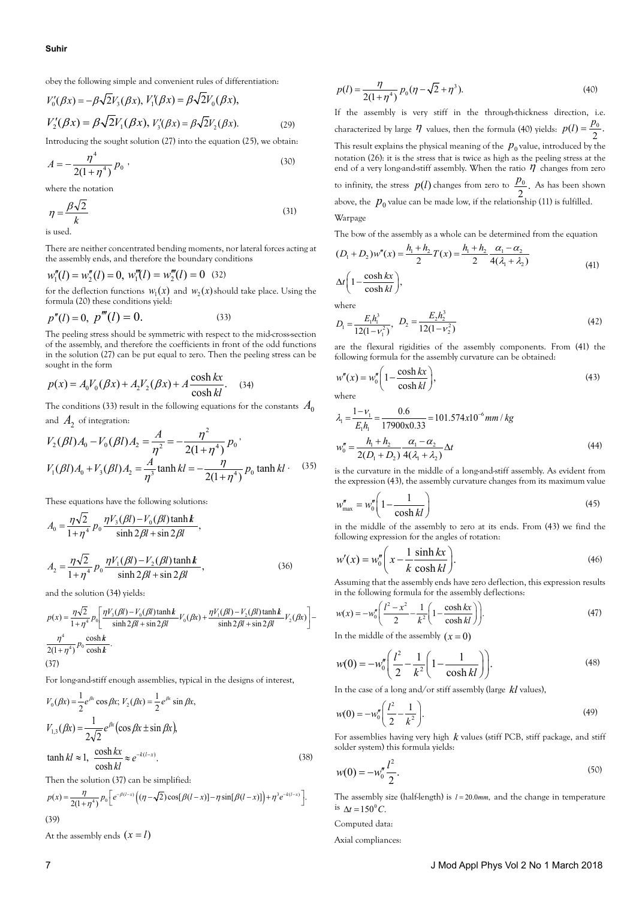obey the following simple and convenient rules of differentiation:

$$V_0'(\beta x) = -\beta\sqrt{2}V_3(\beta x),\ V_1'(\beta x) = \beta\sqrt{2}V_0(\beta x),$$

$$V_2'(\beta x) = \beta\sqrt{2}V_1(\beta x),\ V_3'(\beta x) = \beta\sqrt{2}V_2(\beta x). \tag{29}$$

Introducing the sought solution (27) into the equation (25), we obtain:

$$A = -\frac{\eta^4}{2(1+\eta^4)}p_0\ , \tag{30}$$

where the notation

$$\eta = \frac{\beta\sqrt{2}}{k} \tag{31}$$

is used.

There are neither concentrated bending moments, nor lateral forces acting at the assembly ends, and therefore the boundary conditions

$$w_1''(l) = w_2''(l) = 0,\ w_1'''(l) = w_2'''(l) = 0 \tag{32}$$

for the deflection functions $w_1(x)$ and $w_2(x)$ should take place. Using the formula (20) these conditions yield:

$$p''(l) = 0,\ p'''(l) = 0. \tag{33}$$

The peeling stress should be symmetric with respect to the mid-cross-section of the assembly, and therefore the coefficients in front of the odd functions in the solution (27) can be put equal to zero. Then the peeling stress can be sought in the form

$$p(x) = A_0V_0(\beta x) + A_2V_2(\beta x) + A\frac{\cosh kx}{\cosh kl}. \tag{34}$$

The conditions (33) result in the following equations for the constants $A_0$ and $A_2$ of integration:

$$V_2(\beta l)A_0 - V_0(\beta l)A_2 = \frac{A}{\eta^2} = -\frac{\eta^2}{2(1+\eta^4)}p_0\ ,$$

$$V_1(\beta l)A_0 + V_3(\beta l)A_2 = \frac{A}{\eta^3}\tanh kl = -\frac{\eta}{2(1+\eta^4)}p_0\tanh kl\ . \tag{35}$$

These equations have the following solutions:

$$A_0 = \frac{\eta\sqrt{2}}{1+\eta^4}p_0\frac{\eta V_3(\beta l) - V_0(\beta l)\tanh kl}{\sinh 2\beta l + \sin 2\beta l},$$

$$A_2 = \frac{\eta\sqrt{2}}{1+\eta^4}p_0\frac{\eta V_1(\beta l) - V_2(\beta l)\tanh kl}{\sinh 2\beta l + \sin 2\beta l}, \tag{36}$$

and the solution (34) yields:

$$p(x) = \frac{\eta\sqrt{2}}{1+\eta^4}p_0\left[\frac{\eta V_3(\beta l) - V_0(\beta l)\tanh kl}{\sinh 2\beta l + \sin 2\beta l}V_0(\beta x) + \frac{\eta V_1(\beta l) - V_2(\beta l)\tanh kl}{\sinh 2\beta l + \sin 2\beta l}V_2(\beta x)\right] - \frac{\eta^4}{2(1+\eta^4)}p_0\frac{\cosh kx}{\cosh kl}. \tag{37}$$

For long-and-stiff enough assemblies, typical in the designs of interest,

$$V_0(\beta x) = \frac{1}{2}e^{\beta x}\cos\beta x;\ V_2(\beta x) = \frac{1}{2}e^{\beta x}\sin\beta x,$$

$$V_{1,3}(\beta x) = \frac{1}{2\sqrt{2}}e^{\beta x}(\cos\beta x \pm \sin\beta x),$$

$$\tanh kl \approx 1,\ \frac{\cosh kx}{\cosh kl} \approx e^{-k(l-x)}. \tag{38}$$

Then the solution (37) can be simplified:

$$p(x) = \frac{\eta}{2(1+\eta^4)}p_0\left[e^{-\beta(l-x)}\left((\eta-\sqrt{2})\cos[\beta(l-x)] - \eta\sin[\beta(l-x)]\right) + \eta^3e^{-k(l-x)}\right]. \tag{39}$$

At the assembly ends $(x = l)$

$$p(l) = \frac{\eta}{2(1+\eta^4)}p_0(\eta - \sqrt{2} + \eta^3). \tag{40}$$

If the assembly is very stiff in the through-thickness direction, i.e. characterized by large $\eta$ values, then the formula (40) yields: $p(l) = \frac{p_0}{2}$. This result explains the physical meaning of the $p_0$ value, introduced by the notation (26): it is the stress that is twice as high as the peeling stress at the end of a very long-and-stiff assembly. When the ratio $\eta$ changes from zero to infinity, the stress $p(l)$ changes from zero to $\frac{p_0}{2}$. As has been shown above, the $p_0$ value can be made low, if the relationship (11) is fulfilled.

## Warpage

The bow of the assembly as a whole can be determined from the equation

$$(D_1 + D_2)w''(x) = \frac{h_1 + h_2}{2}T(x) = \frac{h_1 + h_2}{2}\frac{\alpha_1 - \alpha_2}{4(\lambda_1 + \lambda_2)}\Delta t\left(1 - \frac{\cosh kx}{\cosh kl}\right), \tag{41}$$

where

$$D_1 = \frac{E_1h_1^3}{12(1-\nu_1^2)},\ D_2 = \frac{E_2h_2^3}{12(1-\nu_2^2)} \tag{42}$$

are the flexural rigidities of the assembly components. From (41) the following formula for the assembly curvature can be obtained:

$$w''(x) = w_0''\left(1 - \frac{\cosh kx}{\cosh kl}\right), \tag{43}$$

where

$$\lambda_1 = \frac{1-\nu_1}{E_1h_1} = \frac{0.6}{17900x0.33} = 101.574x10^{-6}\,mm/kg$$

$$w_0'' = \frac{h_1 + h_2}{2(D_1 + D_2)}\frac{\alpha_1 - \alpha_2}{4(\lambda_1 + \lambda_2)}\Delta t \tag{44}$$

is the curvature in the middle of a long-and-stiff assembly. As evident from the expression (43), the assembly curvature changes from its maximum value

$$w_{\max}'' = w_0''\left(1 - \frac{1}{\cosh kl}\right) \tag{45}$$

in the middle of the assembly to zero at its ends. From (43) we find the following expression for the angles of rotation:

$$w'(x) = w_0''\left(x - \frac{1}{k}\frac{\sinh kx}{\cosh kl}\right). \tag{46}$$

Assuming that the assembly ends have zero deflection, this expression results in the following formula for the assembly deflections:

$$w(x) = -w_0''\left(\frac{l^2 - x^2}{2} - \frac{1}{k^2}\left(1 - \frac{\cosh kx}{\cosh kl}\right)\right). \tag{47}$$

In the middle of the assembly $(x = 0)$

$$w(0) = -w_0''\left(\frac{l^2}{2} - \frac{1}{k^2}\left(1 - \frac{1}{\cosh kl}\right)\right). \tag{48}$$

In the case of a long and/or stiff assembly (large $kl$ values),

$$w(0) = -w_0''\left(\frac{l^2}{2} - \frac{1}{k^2}\right). \tag{49}$$

For assemblies having very high $k$ values (stiff PCB, stiff package, and stiff solder system) this formula yields:

$$w(0) = -w_0''\frac{l^2}{2}. \tag{50}$$

The assembly size (half-length) is $l = 20.0mm$, and the change in temperature is $\Delta t = 150^0C$.

Computed data:

Axial compliances: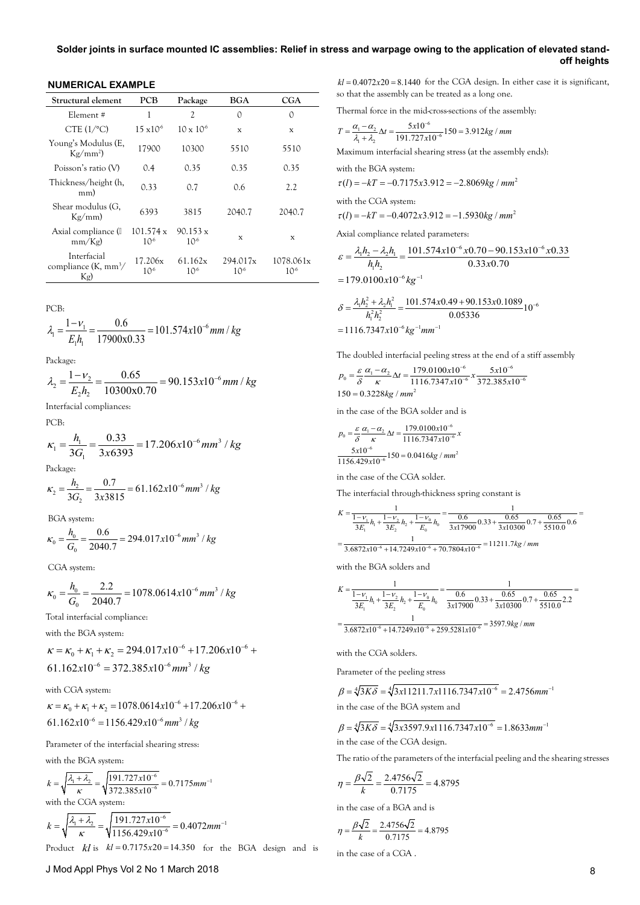## NUMERICAL EXAMPLE

| Structural element | PCB | Package | BGA | CGA |
|---|---|---|---|---|
| Element # | 1 | 2 | 0 | 0 |
| CTE (1/°C) | 15 x10$^{-6}$ | 10 x 10$^{-6}$ | x | x |
| Young's Modulus (E, Kg/mm$^2$) | 17900 | 10300 | 5510 | 5510 |
| Poisson's ratio (V) | 0.4 | 0.35 | 0.35 | 0.35 |
| Thickness/height (h, mm) | 0.33 | 0.7 | 0.6 | 2.2 |
| Shear modulus (G, Kg/mm) | 6393 | 3815 | 2040.7 | 2040.7 |
| Axial compliance ($\lambda$ mm/Kg) | 101.574 x 10$^{-6}$ | 90.153 x 10$^{-6}$ | x | x |
| Interfacial compliance (K, mm$^3$/Kg) | 17.206x 10$^{-6}$ | 61.162x 10$^{-6}$ | 294.017x 10$^{-6}$ | 1078.061x 10$^{-6}$ |

PCB:

$$\lambda_1 = \frac{1-\nu_1}{E_1 h_1} = \frac{0.6}{17900\text{x}0.33} = 101.574x10^{-6} mm/kg$$

Package:

$$\lambda_2 = \frac{1-\nu_2}{E_2 h_2} = \frac{0.65}{10300\text{x}0.70} = 90.153x10^{-6} mm/kg$$

Interfacial compliances:

PCB:

$$\kappa_1 = \frac{h_1}{3G_1} = \frac{0.33}{3x6393} = 17.206x10^{-6} mm^3/kg$$

Package:

$$\kappa_2 = \frac{h_2}{3G_2} = \frac{0.7}{3x3815} = 61.162x10^{-6} mm^3/kg$$

BGA system:

$$\kappa_0 = \frac{h_0}{G_0} = \frac{0.6}{2040.7} = 294.017x10^{-6} mm^3/kg$$

CGA system:

$$\kappa_0 = \frac{h_0}{G_0} = \frac{2.2}{2040.7} = 1078.0614x10^{-6} mm^3/kg$$

Total interfacial compliance:

with the BGA system:

$$\kappa = \kappa_0 + \kappa_1 + \kappa_2 = 294.017x10^{-6} + 17.206x10^{-6} + 61.162x10^{-6} = 372.385x10^{-6} mm^3/kg$$

with CGA system:

$$\kappa = \kappa_0 + \kappa_1 + \kappa_2 = 1078.0614x10^{-6} + 17.206x10^{-6} + 61.162x10^{-6} = 1156.429x10^{-6} mm^3/kg$$

Parameter of the interfacial shearing stress:

with the BGA system:

$$k = \sqrt{\frac{\lambda_1+\lambda_2}{\kappa}} = \sqrt{\frac{191.727x10^{-6}}{372.385x10^{-6}}} = 0.7175 mm^{-1}$$

with the CGA system:

$$k = \sqrt{\frac{\lambda_1+\lambda_2}{\kappa}} = \sqrt{\frac{191.727x10^{-6}}{1156.429x10^{-6}}} = 0.4072 mm^{-1}$$

Product $kl$ is $kl = 0.7175x20 = 14.350$ for the BGA design and is $kl = 0.4072x20 = 8.1440$ for the CGA design. In either case it is significant, so that the assembly can be treated as a long one.

Thermal force in the mid-cross-sections of the assembly:

$$T = \frac{\alpha_1 - \alpha_2}{\lambda_1 + \lambda_2}\Delta t = \frac{5x10^{-6}}{191.727x10^{-6}}150 = 3.912 kg/mm$$

Maximum interfacial shearing stress (at the assembly ends):

with the BGA system:

$$\tau(l) = -kT = -0.7175x3.912 = -2.8069 kg/mm^2$$

with the CGA system:

$$\tau(l) = -kT = -0.4072x3.912 = -1.5930 kg/mm^2$$

Axial compliance related parameters:

$$\varepsilon = \frac{\lambda_1 h_2 - \lambda_2 h_1}{h_1 h_2} = \frac{101.574x10^{-6}x0.70 - 90.153x10^{-6}x0.33}{0.33x0.70} = 179.0100x10^{-6} kg^{-1}$$

$$\delta = \frac{\lambda_1 h_2^2 + \lambda_2 h_1^2}{h_1^2 h_2^2} = \frac{101.574x0.49 + 90.153x0.1089}{0.05336}10^{-6} = 1116.7347x10^{-6} kg^{-1} mm^{-1}$$

The doubled interfacial peeling stress at the end of a stiff assembly

$$p_0 = \frac{\varepsilon}{\delta}\frac{\alpha_1 - \alpha_2}{\kappa}\Delta t = \frac{179.0100x10^{-6}}{1116.7347x10^{-6}}x\frac{5x10^{-6}}{372.385x10^{-6}}150 = 0.3228 kg/mm^2$$

in the case of the BGA solder and is

$$p_0 = \frac{\varepsilon}{\delta}\frac{\alpha_1 - \alpha_2}{\kappa}\Delta t = \frac{179.0100x10^{-6}}{1116.7347x10^{-6}}x\frac{5x10^{-6}}{1156.429x10^{-6}}150 = 0.0416 kg/mm^2$$

in the case of the CGA solder.

The interfacial through-thickness spring constant is

$$K = \frac{1}{\frac{1-\nu_1}{3E_1}h_1 + \frac{1-\nu_2}{3E_2}h_2 + \frac{1-\nu_0}{E_0}h_0} = \frac{1}{\frac{0.6}{3x17900}0.33 + \frac{0.65}{3x10300}0.7 + \frac{0.65}{5510.0}0.6} = \frac{1}{3.6872x10^{-6} + 14.7249x10^{-6} + 70.7804x10^{-6}} = 11211.7 kg/mm$$

with the BGA solders and

$$K = \frac{1}{\frac{1-\nu_1}{3E_1}h_1 + \frac{1-\nu_2}{3E_2}h_2 + \frac{1-\nu_0}{E_0}h_0} = \frac{1}{\frac{0.6}{3x17900}0.33 + \frac{0.65}{3x10300}0.7 + \frac{0.65}{5510.0}2.2} = \frac{1}{3.6872x10^{-6} + 14.7249x10^{-6} + 259.5281x10^{-6}} = 3597.9 kg/mm$$

with the CGA solders.

Parameter of the peeling stress

$$\beta = \sqrt[4]{3K\delta} = \sqrt[4]{3x11211.7x1116.7347x10^{-6}} = 2.4756 mm^{-1}$$

in the case of the BGA system and

$$\beta = \sqrt[4]{3K\delta} = \sqrt[4]{3x3597.9x1116.7347x10^{-6}} = 1.8633 mm^{-1}$$

in the case of the CGA design.

The ratio of the parameters of the interfacial peeling and the shearing stresses

$$\eta = \frac{\beta\sqrt{2}}{k} = \frac{2.4756\sqrt{2}}{0.7175} = 4.8795$$

in the case of a BGA and is

$$\eta = \frac{\beta\sqrt{2}}{k} = \frac{2.4756\sqrt{2}}{0.7175} = 4.8795$$

in the case of a CGA .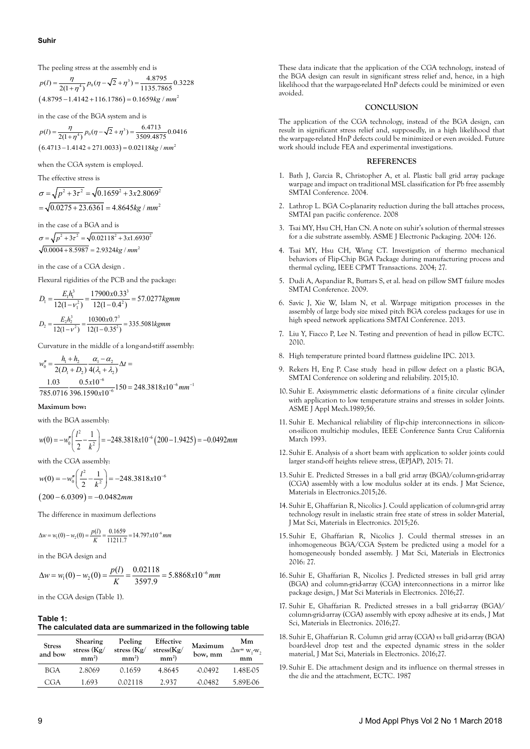The peeling stress at the assembly end is

$$p(l) = \frac{\eta}{2(1+\eta^4)} p_0(\eta - \sqrt{2} + \eta^3) = \frac{4.8795}{1135.7865} 0.3228$$
$$(4.8795 - 1.4142 + 116.1786) = 0.1659 kg/mm^2$$

in the case of the BGA system and is

$$p(l) = \frac{\eta}{2(1+\eta^4)} p_0(\eta - \sqrt{2} + \eta^3) = \frac{6.4713}{3509.4875} 0.0416$$
$$(6.4713 - 1.4142 + 271.0033) = 0.02118 kg/mm^2$$

when the CGA system is employed.

The effective stress is

$$\sigma = \sqrt{p^2 + 3\tau^2} = \sqrt{0.1659^2 + 3x2.8069^2}$$
$$= \sqrt{0.0275 + 23.6361} = 4.8645 kg/mm^2$$

in the case of a BGA and is

$$\sigma = \sqrt{p^2 + 3\tau^2} = \sqrt{0.02118^2 + 3x1.6930^2}$$
$$\sqrt{0.0004 + 8.5987} = 2.9324 kg/mm^2$$

in the case of a CGA design .

Flexural rigidities of the PCB and the package:

$$D_1 = \frac{E_1 h_1^3}{12(1-\nu_1^2)} = \frac{17900x0.33^3}{12(1-0.4^2)} = 57.0277 kgmm$$

$$D_2 = \frac{E_2 h_2^3}{12(1-\nu^2)} = \frac{10300x0.7^3}{12(1-0.35^2)} = 335.5081 kgmm$$

Curvature in the middle of a long-and-stiff assembly:

$$w_0'' = \frac{h_1 + h_2}{2(D_1 + D_2)} \frac{\alpha_1 - \alpha_2}{4(\lambda_1 + \lambda_2)} \Delta t =$$
$$\frac{1.03}{785.0716} \frac{0.5x10^{-6}}{396.1590x10^{-6}} 150 = 248.3818x10^{-6} mm^{-1}$$

**Maximum bow:**

with the BGA assembly:

$$w(0) = -w_0''\left(\frac{l^2}{2} - \frac{1}{k^2}\right) = -248.3818x10^{-6}(200 - 1.9425) = -0.0492mm$$

with the CGA assembly:

$$w(0) = -w_0''\left(\frac{l^2}{2} - \frac{1}{k^2}\right) = -248.3818x10^{-6}$$
$$(200 - 6.0309) = -0.0482mm$$

The difference in maximum deflections

$$\Delta w = w_1(0) - w_2(0) = \frac{p(l)}{K} = \frac{0.1659}{11211.7} = 14.797x10^{-6} mm$$

in the BGA design and

$$\Delta w = w_1(0) - w_2(0) = \frac{p(l)}{K} = \frac{0.02118}{3597.9} = 5.8868x10^{-6} mm$$

in the CGA design (Table 1).

**Table 1:**
**The calculated data are summarized in the following table**

| Stress and bow | Shearing stress (Kg/mm²) | Peeling stress (Kg/mm²) | Effective stress(Kg/mm²) | Maximum bow, mm | Mm $\Delta w = w_1 - w_2$ mm |
|---|---|---|---|---|---|
| BGA | 2.8069 | 0.1659 | 4.8645 | -0.0492 | 1.48E-05 |
| CGA | 1.693 | 0.02118 | 2.937 | -0.0482 | 5.89E-06 |

These data indicate that the application of the CGA technology, instead of the BGA design can result in significant stress relief and, hence, in a high likelihood that the warpage-related HnP defects could be minimized or even avoided.

## CONCLUSION

The application of the CGA technology, instead of the BGA design, can result in significant stress relief and, supposedly, in a high likelihood that the warpage-related HnP defects could be minimized or even avoided. Future work should include FEA and experimental investigations.

## REFERENCES

1. Bath J, Garcia R, Christopher A, et al. Plastic ball grid array package warpage and impact on traditional MSL classification for Pb free assembly SMTAI Conference. 2004.
2. Lathrop L. BGA Co-planarity reduction during the ball attaches process, SMTAI pan pacific conference. 2008
3. Tsai MY, Hsu CH, Han CN. A note on suhir's solution of thermal stresses for a die substrate assembly. ASME J Electronic Packaging. 2004: 126.
4. Tsai MY, Hsu CH, Wang CT. Investigation of thermo mechanical behaviors of Flip-Chip BGA Package during manufacturing process and thermal cycling, IEEE CPMT Transactions. 2004; 27.
5. Dudi A, Aspandiar R, Buttars S, et al. head on pillow SMT failure modes SMTAI Conference. 2009.
6. Savic J, Xie W, Islam N, et al. Warpage mitigation processes in the assembly of large body size mixed pitch BGA coreless packages for use in high speed network applications SMTAI Conference. 2013.
7. Liu Y, Fiacco P, Lee N. Testing and prevention of head in pillow ECTC. 2010.
8. High temperature printed board flattness guideline IPC. 2013.
9. Rekers H, Eng P. Case study head in pillow defect on a plastic BGA, SMTAI Conference on soldering and reliability. 2015;10.
10. Suhir E. Axisymmetric elastic deformations of a finite circular cylinder with application to low temperature strains and stresses in solder Joints. ASME J Appl Mech.1989;56.
11. Suhir E. Mechanical reliability of flip-chip interconnections in silicon-on-silicon multichip modules, IEEE Conference Santa Cruz California March 1993.
12. Suhir E. Analysis of a short beam with application to solder joints could larger stand-off heights relieve stress, (EPJAP), 2015: 71.
13. Suhir E. Predicted Stresses in a ball grid array (BGA)/column-grid-array (CGA) assembly with a low modulus solder at its ends. J Mat Science, Materials in Electronics.2015;26.
14. Suhir E, Ghaffarian R, Nicolics J. Could application of column-grid array technology result in inelastic strain free state of stress in solder Material, J Mat Sci, Materials in Electronics. 2015;26.
15. Suhir E, Ghaffarian R, Nicolics J. Could thermal stresses in an inhomogeneous BGA/CGA System be predicted using a model for a homogeneously bonded assembly. J Mat Sci, Materials in Electronics 2016: 27.
16. Suhir E, Ghaffarian R, Nicolics J. Predicted stresses in ball grid array (BGA) and column-grid-array (CGA) interconnections in a mirror like package design, J Mat Sci Materials in Electronics. 2016;27.
17. Suhir E, Ghaffarian R. Predicted stresses in a ball grid-array (BGA)/column-grid-array (CGA) assembly with epoxy adhesive at its ends, J Mat Sci, Materials in Electronics. 2016;27.
18. Suhir E, Ghaffarian R. Column grid array (CGA) *vs* ball grid-array (BGA) board-level drop test and the expected dynamic stress in the solder material, J Mat Sci, Materials in Electronics. 2016;27.
19. Suhir E. Die attachment design and its influence on thermal stresses in the die and the attachment, ECTC. 1987